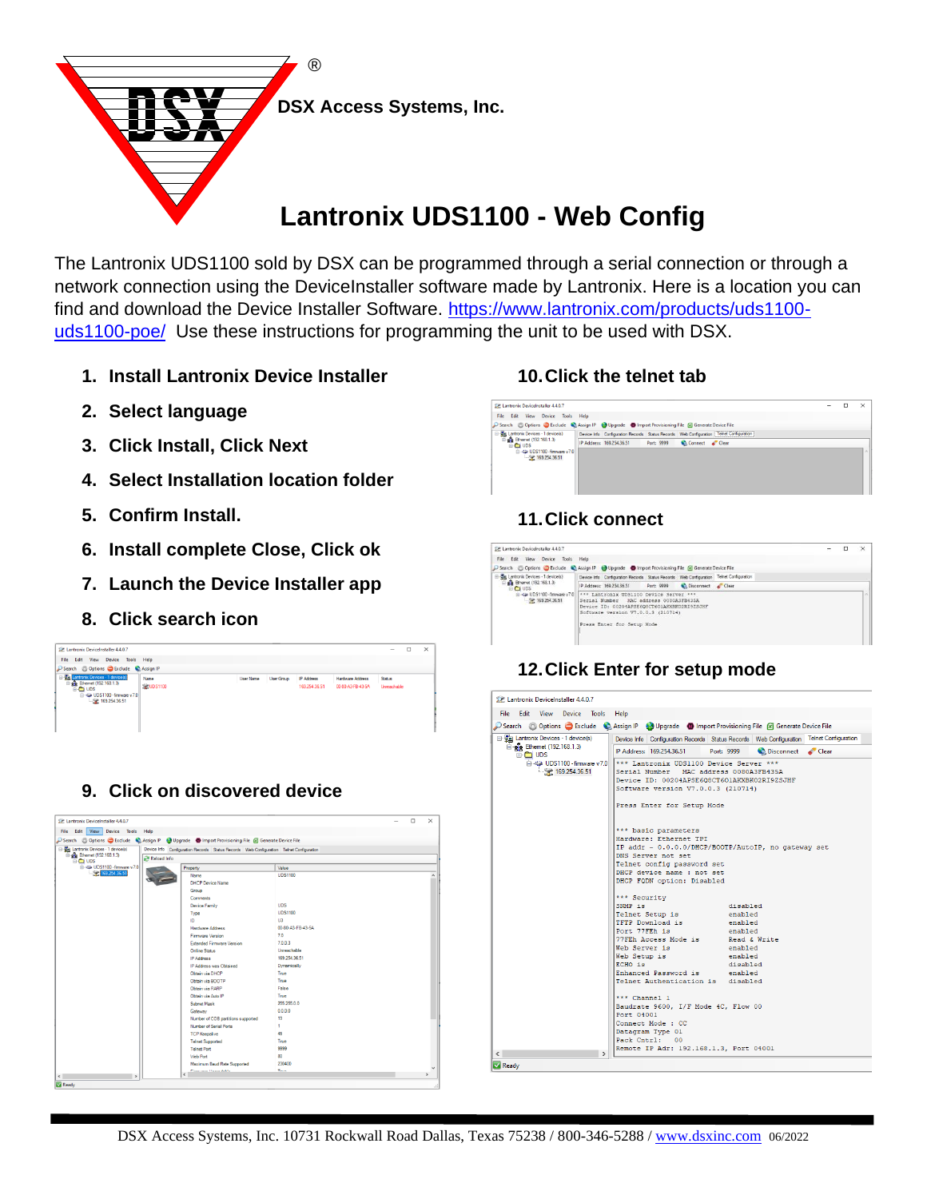DSX Access Systems, Inc.

# Lantronix UDS1100 - Web Config

The Lantronix UDS1100 sold by DSX can be programmed through a serial connection or through a network connection using the DeviceInstaller software made by Lantronix. Here is a location you can find and download the Device Installer Software. https://www.lantronix.com/products/uds1100-uds1100-poe/ Use these instructions for programming the unit to be used with DSX.

1. **Install Lantronix Device Installer**
2. **Select language**
3. **Click Install, Click Next**
4. **Select Installation location folder**
5. **Confirm Install.**
6. **Install complete Close, Click ok**
7. **Launch the Device Installer app**
8. **Click search icon**
9. **Click on discovered device**
10. **Click the telnet tab**
11. **Click connect**
12. **Click Enter for setup mode**

```
*** Lantronix UDS1100 Device Server ***
Serial Number    MAC address 0080A3FB435A
Device ID: 00204AP5E6Q8CT601AKXBR02RI9Z5JHF
Software version V7.0.0.3 (210714)

Press Enter for Setup Mode

*** basic parameters
Hardware: Ethernet TPI
IP addr - 0.0.0.0/DHCP/BOOTP/AutoIP, no gateway set
DNS Server not set
Telnet config password set
DHCP device name : not set
DHCP FQDN option: Disabled

*** Security
SNMP is              disabled
Telnet Setup is      enabled
TFTP Download is     enabled
Port 77FEh is        enabled
77FEh Access Mode is Read & Write
Web Server is        enabled
Web Setup is         enabled
ECHO is              disabled
Enhanced Password is enabled
Telnet Authentication is  disabled

*** Channel 1
Baudrate 9600, I/F Mode 4C, Flow 00
Port 04001
Connect Mode : CC
Datagram Type 01
Pack Cntrl:   00
Remote IP Adr: 192.168.1.3, Port 04001
```

DSX Access Systems, Inc. 10731 Rockwall Road Dallas, Texas 75238 / 800-346-5288 / www.dsxinc.com 06/2022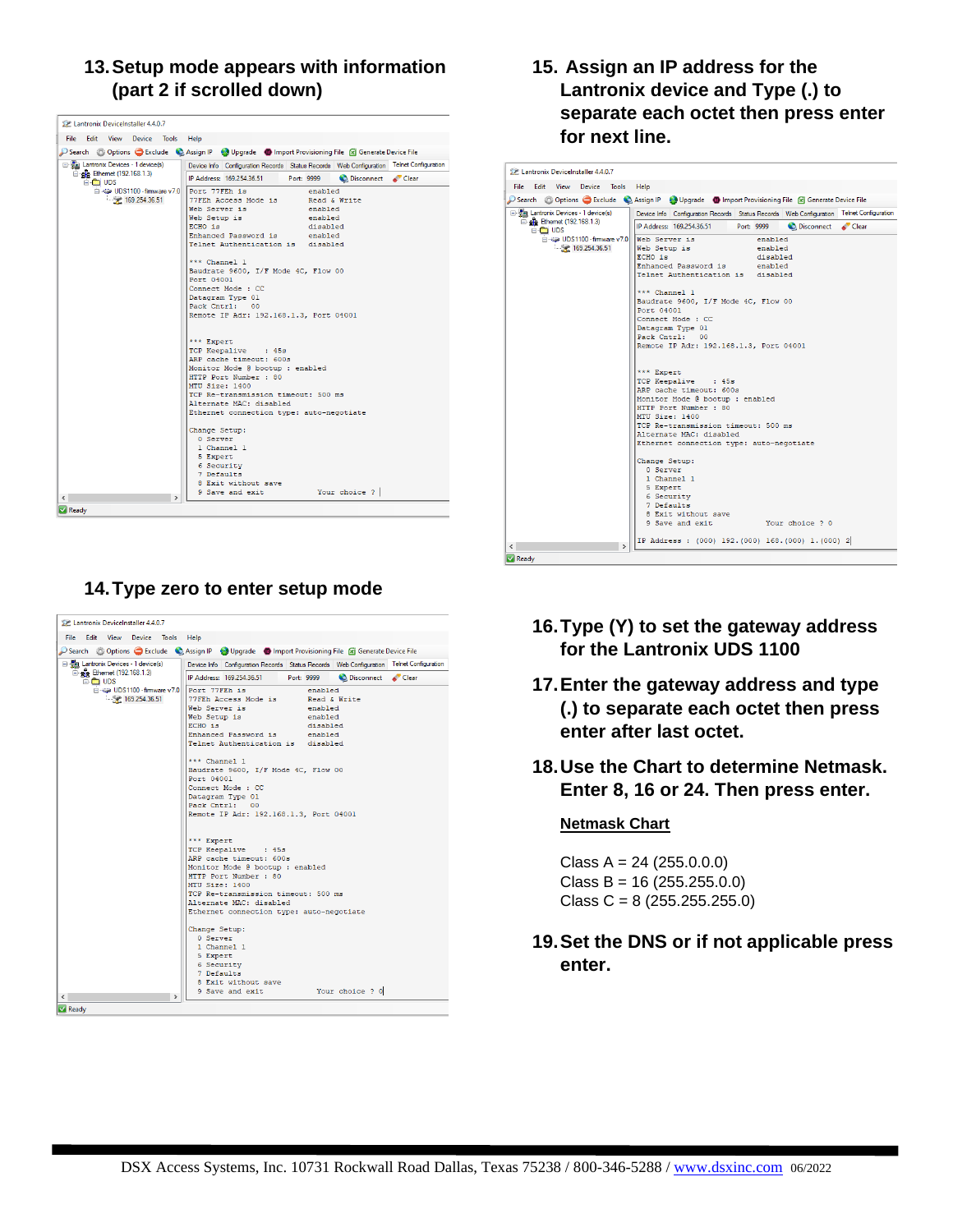## 13. Setup mode appears with information (part 2 if scrolled down)

```
Lantronix DeviceInstaller 4.4.0.7
File  Edit  View  Device  Tools  Help
Search  Options  Exclude  Assign IP  Upgrade  Import Provisioning File  Generate Device File

Device Info  Configuration Records  Status Records  Web Configuration  Telnet Configuration
IP Address: 169.254.36.51    Port: 9999    Disconnect    Clear

Port 77FEh is                     enabled
77FEh Access Mode is              Read & Write
Web Server is                     enabled
Web Setup is                      enabled
ECHO is                           disabled
Enhanced Password is              enabled
Telnet Authentication is          disabled

*** Channel 1
Baudrate 9600, I/F Mode 4C, Flow 00
Port 04001
Connect Mode : CC
Datagram Type 01
Pack Cntrl:    00
Remote IP Adr: 192.168.1.3, Port 04001

*** Expert
TCP Keepalive    : 45s
ARP cache timeout: 600s
Monitor Mode @ bootup : enabled
HTTP Port Number : 80
MTU Size: 1400
TCP Re-transmission timeout: 500 ms
Alternate MAC: disabled
Ethernet connection type: auto-negotiate

Change Setup:
  0 Server
  1 Channel 1
  5 Expert
  6 Security
  7 Defaults
  8 Exit without save
  9 Save and exit              Your choice ?

Ready
```

## 14. Type zero to enter setup mode

```
Lantronix DeviceInstaller 4.4.0.7
IP Address: 169.254.36.51    Port: 9999    Disconnect    Clear

Port 77FEh is                     enabled
77FEh Access Mode is              Read & Write
Web Server is                     enabled
Web Setup is                      enabled
ECHO is                           disabled
Enhanced Password is              enabled
Telnet Authentication is          disabled

*** Channel 1
Baudrate 9600, I/F Mode 4C, Flow 00
Port 04001
Connect Mode : CC
Datagram Type 01
Pack Cntrl:    00
Remote IP Adr: 192.168.1.3, Port 04001

*** Expert
TCP Keepalive    : 45s
ARP cache timeout: 600s
Monitor Mode @ bootup : enabled
HTTP Port Number : 80
MTU Size: 1400
TCP Re-transmission timeout: 500 ms
Alternate MAC: disabled
Ethernet connection type: auto-negotiate

Change Setup:
  0 Server
  1 Channel 1
  5 Expert
  6 Security
  7 Defaults
  8 Exit without save
  9 Save and exit              Your choice ? 0

Ready
```

## 15. Assign an IP address for the Lantronix device and Type (.) to separate each octet then press enter for next line.

```
Lantronix DeviceInstaller 4.4.0.7
IP Address: 169.254.36.51    Port: 9999    Disconnect    Clear

Web Server is                     enabled
Web Setup is                      enabled
ECHO is                           disabled
Enhanced Password is              enabled
Telnet Authentication is          disabled

*** Channel 1
Baudrate 9600, I/F Mode 4C, Flow 00
Port 04001
Connect Mode : CC
Datagram Type 01
Pack Cntrl:    00
Remote IP Adr: 192.168.1.3, Port 04001

*** Expert
TCP Keepalive    : 45s
ARP cache timeout: 600s
Monitor Mode @ bootup : enabled
HTTP Port Number : 80
MTU Size: 1400
TCP Re-transmission timeout: 500 ms
Alternate MAC: disabled
Ethernet connection type: auto-negotiate

Change Setup:
  0 Server
  1 Channel 1
  5 Expert
  6 Security
  7 Defaults
  8 Exit without save
  9 Save and exit              Your choice ? 0

IP Address : (000) 192.(000) 168.(000) 1.(000) 2

Ready
```

## 16. Type (Y) to set the gateway address for the Lantronix UDS 1100

## 17. Enter the gateway address and type (.) to separate each octet then press enter after last octet.

## 18. Use the Chart to determine Netmask. Enter 8, 16 or 24. Then press enter.

**Netmask Chart**

Class A = 24 (255.0.0.0)
Class B = 16 (255.255.0.0)
Class C = 8 (255.255.255.0)

## 19. Set the DNS or if not applicable press enter.

DSX Access Systems, Inc. 10731 Rockwall Road Dallas, Texas 75238 / 800-346-5288 / www.dsxinc.com 06/2022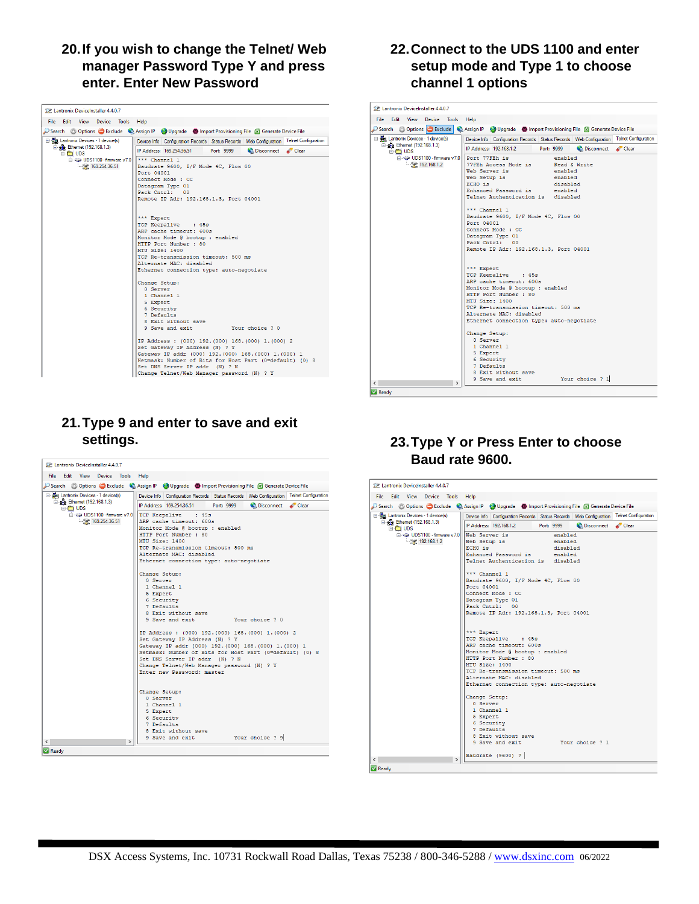## 20. If you wish to change the Telnet/ Web manager Password Type Y and press enter. Enter New Password

```
Lantronix DeviceInstaller 4.4.0.7
File  Edit  View  Device  Tools  Help
Search  Options  Exclude  Assign IP  Upgrade  Import Provisioning File  Generate Device File
Lantronix Devices - 1 device(s)
  Ethernet (192.168.1.3)
    UDS
      UDS1100 - firmware v7.0
        169.254.36.51
Device Info  Configuration Records  Status Records  Web Configuration  Telnet Configuration
IP Address: 169.254.36.51   Port: 9999   Disconnect  Clear

*** Channel 1
Baudrate 9600, I/F Mode 4C, Flow 00
Port 04001
Connect Mode : CC
Datagram Type 01
Pack Cntrl:   00
Remote IP Adr: 192.168.1.3, Port 04001

*** Expert
TCP Keepalive    : 45s
ARP cache timeout: 600s
Monitor Mode @ bootup : enabled
HTTP Port Number : 80
MTU Size: 1400
TCP Re-transmission timeout: 500 ms
Alternate MAC: disabled
Ethernet connection type: auto-negotiate

Change Setup:
  0 Server
  1 Channel 1
  5 Expert
  6 Security
  7 Defaults
  8 Exit without save
  9 Save and exit            Your choice ? 0

IP Address : (000) 192.(000) 168.(000) 1.(000) 2
Set Gateway IP Address (N) ? Y
Gateway IP addr (000) 192.(000) 168.(000) 1.(000) 1
Netmask: Number of Bits for Host Part (0=default) (0) 8
Set DNS Server IP addr  (N) ? N
Change Telnet/Web Manager password (N) ? Y
```

## 21. Type 9 and enter to save and exit settings.

```
Lantronix DeviceInstaller 4.4.0.7
File  Edit  View  Device  Tools  Help
Search  Options  Exclude  Assign IP  Upgrade  Import Provisioning File  Generate Device File
Lantronix Devices - 1 device(s)
  Ethernet (192.168.1.3)
    UDS
      UDS1100 - firmware v7.0
        169.254.36.51
Device Info  Configuration Records  Status Records  Web Configuration  Telnet Configuration
IP Address: 169.254.36.51   Port: 9999   Disconnect  Clear

TCP Keepalive    : 45s
ARP cache timeout: 600s
Monitor Mode @ bootup : enabled
HTTP Port Number : 80
MTU Size: 1400
TCP Re-transmission timeout: 500 ms
Alternate MAC: disabled
Ethernet connection type: auto-negotiate

Change Setup:
  0 Server
  1 Channel 1
  5 Expert
  6 Security
  7 Defaults
  8 Exit without save
  9 Save and exit            Your choice ? 0

IP Address : (000) 192.(000) 168.(000) 1.(000) 2
Set Gateway IP Address (N) ? Y
Gateway IP addr (000) 192.(000) 168.(000) 1.(000) 1
Netmask: Number of Bits for Host Part (0=default) (0) 8
Set DNS Server IP addr  (N) ? N
Change Telnet/Web Manager password (N) ? Y
Enter new Password: master


Change Setup:
  0 Server
  1 Channel 1
  5 Expert
  6 Security
  7 Defaults
  8 Exit without save
  9 Save and exit            Your choice ? 9
Ready
```

## 22. Connect to the UDS 1100 and enter setup mode and Type 1 to choose channel 1 options

```
Lantronix DeviceInstaller 4.4.0.7
File  Edit  View  Device  Tools  Help
Search  Options  Exclude  Assign IP  Upgrade  Import Provisioning File  Generate Device File
Lantronix Devices - 1 device(s)
  Ethernet (192.168.1.3)
    UDS
      UDS1100 - firmware v7.0
        192.168.1.2
Device Info  Configuration Records  Status Records  Web Configuration  Telnet Configuration
IP Address: 192.168.1.2   Port: 9999   Disconnect  Clear

Port 77FEh is              enabled
77FEh Access Mode is       Read & Write
Web Server is              enabled
Web Setup is               enabled
ECHO is                    disabled
Enhanced Password is       enabled
Telnet Authentication is   disabled

*** Channel 1
Baudrate 9600, I/F Mode 4C, Flow 00
Port 04001
Connect Mode : CC
Datagram Type 01
Pack Cntrl:   00
Remote IP Adr: 192.168.1.3, Port 04001

*** Expert
TCP Keepalive    : 45s
ARP cache timeout: 600s
Monitor Mode @ bootup : enabled
HTTP Port Number : 80
MTU Size: 1400
TCP Re-transmission timeout: 500 ms
Alternate MAC: disabled
Ethernet connection type: auto-negotiate

Change Setup:
  0 Server
  1 Channel 1
  5 Expert
  6 Security
  7 Defaults
  8 Exit without save
  9 Save and exit            Your choice ? 1
Ready
```

## 23. Type Y or Press Enter to choose Baud rate 9600.

```
Lantronix DeviceInstaller 4.4.0.7
File  Edit  View  Device  Tools  Help
Search  Options  Exclude  Assign IP  Upgrade  Import Provisioning File  Generate Device File
Lantronix Devices - 1 device(s)
  Ethernet (192.168.1.3)
    UDS
      UDS1100 - firmware v7.0
        192.168.1.2
Device Info  Configuration Records  Status Records  Web Configuration  Telnet Configuration
IP Address: 192.168.1.2   Port: 9999   Disconnect  Clear

Web Server is              enabled
Web Setup is               enabled
ECHO is                    disabled
Enhanced Password is       enabled
Telnet Authentication is   disabled

*** Channel 1
Baudrate 9600, I/F Mode 4C, Flow 00
Port 04001
Connect Mode : CC
Datagram Type 01
Pack Cntrl:   00
Remote IP Adr: 192.168.1.3, Port 04001

*** Expert
TCP Keepalive    : 45s
ARP cache timeout: 600s
Monitor Mode @ bootup : enabled
HTTP Port Number : 80
MTU Size: 1400
TCP Re-transmission timeout: 500 ms
Alternate MAC: disabled
Ethernet connection type: auto-negotiate

Change Setup:
  0 Server
  1 Channel 1
  5 Expert
  6 Security
  7 Defaults
  8 Exit without save
  9 Save and exit            Your choice ? 1

Baudrate (9600) ?
Ready
```

DSX Access Systems, Inc. 10731 Rockwall Road Dallas, Texas 75238 / 800-346-5288 / www.dsxinc.com 06/2022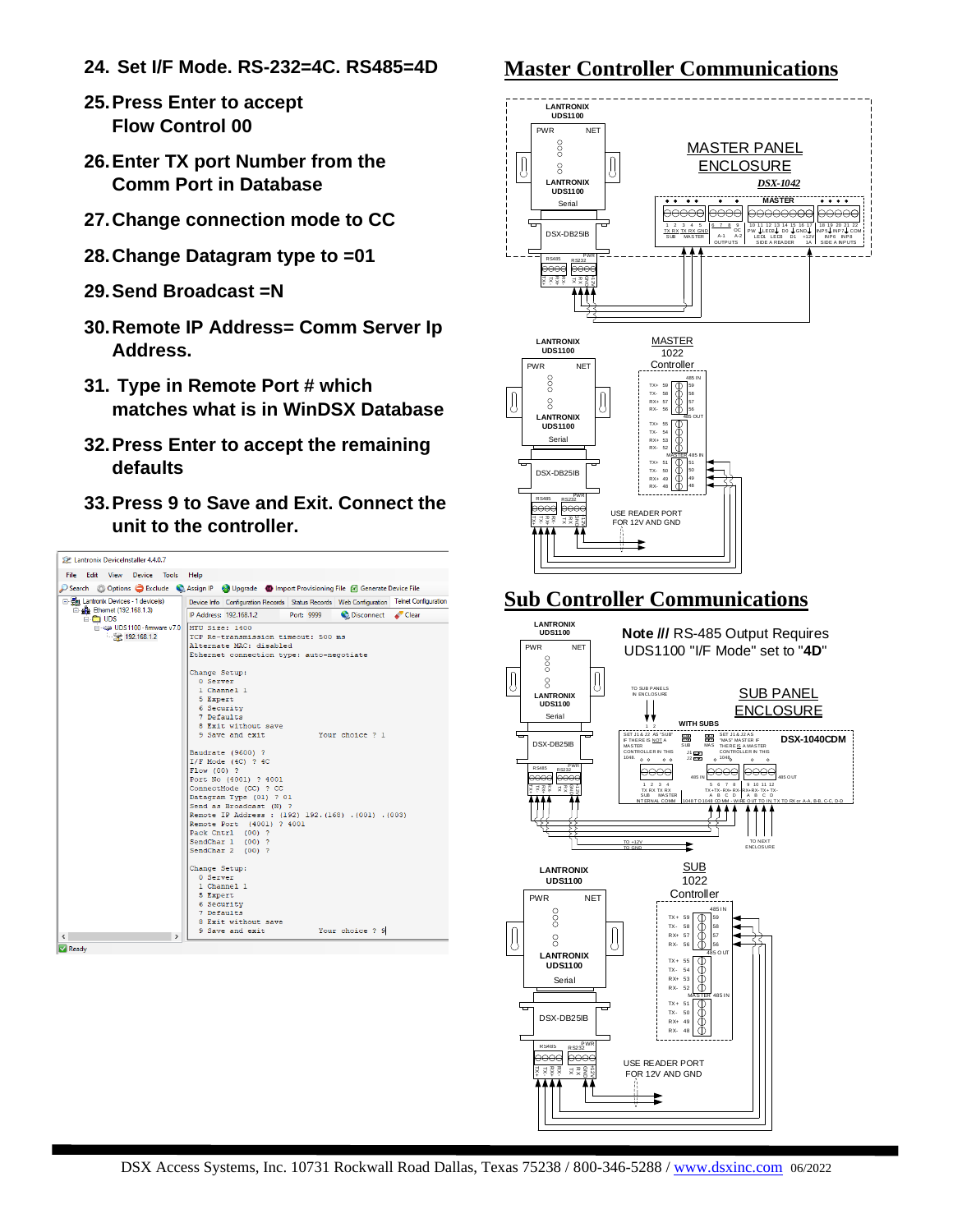24. Set I/F Mode. RS-232=4C. RS485=4D

25. Press Enter to accept Flow Control 00

26. Enter TX port Number from the Comm Port in Database

27. Change connection mode to CC

28. Change Datagram type to =01

29. Send Broadcast =N

30. Remote IP Address= Comm Server Ip Address.

31. Type in Remote Port # which matches what is in WinDSX Database

32. Press Enter to accept the remaining defaults

33. Press 9 to Save and Exit. Connect the unit to the controller.

Lantronix DeviceInstaller 4.4.0.7

File Edit View Device Tools Help

Search Options Exclude Assign IP Upgrade Import Provisioning File Generate Device File

Lantronix Devices - 1 device(s)
Ethernet (192.168.1.3)
UDS
UDS1100 - firmware v7.0
192.168.1.2

Device Info | Configuration Records | Status Records | Web Configuration | Telnet Configuration

IP Address: 192.168.1.2 Port: 9999 Disconnect Clear

```
MTU Size: 1400
TCP Re-transmission timeout: 500 ms
Alternate MAC: disabled
Ethernet connection type: auto-negotiate

Change Setup:
  0 Server
  1 Channel 1
  5 Expert
  6 Security
  7 Defaults
  8 Exit without save
  9 Save and exit            Your choice ? 1

Baudrate (9600) ?
I/F Mode (4C) ? 4C
Flow (00) ?
Port No (4001) ? 4001
ConnectMode (CC) ? CC
Datagram Type (01) ? 01
Send as Broadcast (N) ?
Remote IP Address : (192) 192.(168) .(001) .(003)
Remote Port  (4001) ? 4001
Pack Cntrl  (00) ?
SendChar 1  (00) ?
SendChar 2  (00) ?

Change Setup:
  0 Server
  1 Channel 1
  5 Expert
  6 Security
  7 Defaults
  8 Exit without save
  9 Save and exit            Your choice ? 9
```

Ready

# Master Controller Communications

LANTRONIX UDS1100 — PWR NET — LANTRONIX UDS1100 Serial — DSX-DB25IB — RS485 RS232 PWR

MASTER PANEL ENCLOSURE

*DSX-1042*

MASTER

1 2 3 4 5 TX RX TX RX GND SUB MASTER; 6 7 8 9 CC A-1 A-2 OUTPUTS; 10 11 12 13 14 15 16 17 PW LED1 LED3 D0 D1 GND +12V SIDE A READER; 18 19 20 21 22 INP5 INP7 INP6 INP8 COM 1A SIDE A INPUTS

LANTRONIX UDS1100 — PWR NET — LANTRONIX UDS1100 Serial — DSX-DB25IB

MASTER 1022 Controller

485 IN: TX+ 59, TX- 58, RX+ 57, RX- 56; 485 OUT: TX+ 55, TX- 54, RX+ 53, RX- 52; MASTER 485 IN: TX+ 51, TX- 50, RX+ 49, RX- 48

USE READER PORT FOR 12V AND GND

# Sub Controller Communications

**Note ///** RS-485 Output Requires UDS1100 "I/F Mode" set to "**4D**"

LANTRONIX UDS1100 — PWR NET — LANTRONIX UDS1100 Serial — DSX-DB25IB — RS485 RS232 PWR

TO SUB PANELS IN ENCLOSURE

SUB PANEL ENCLOSURE

DSX-1040CDM

WITH SUBS

SET J1 & J2 AS "SUB" IF THERE IS NOT A MASTER CONTROLLER IN THIS 1048. SUB

SET J1 & J2 AS "MAS" MASTER IF THERE IS A MASTER CONTROLLER IN THIS 1048. MAS

485 IN — 485 OUT

1 2 3 4 TX RX TX RX SUB MASTER INTERNAL COMM; 5 6 7 8 TX+TX- RX+ RX- A B C D 1048 TO 1048 COMM - WIRE OUT TO IN; 9 10 11 12 TX+TX- RX+ RX- A B C D TX TO RX or A-A, B-B, C-C, D-D

TO +12V TO GND — TO NEXT ENCLOSURE

LANTRONIX UDS1100 — PWR NET — LANTRONIX UDS1100 Serial — DSX-DB25IB

SUB 1022 Controller

485 IN: TX+ 59, TX- 58, RX+ 57, RX- 56; 485 OUT: TX+ 55, TX- 54, RX+ 53, RX- 52; MASTER 485 IN: TX+ 51, TX- 50, RX+ 49, RX- 48

USE READER PORT FOR 12V AND GND

DSX Access Systems, Inc. 10731 Rockwall Road Dallas, Texas 75238 / 800-346-5288 / www.dsxinc.com 06/2022